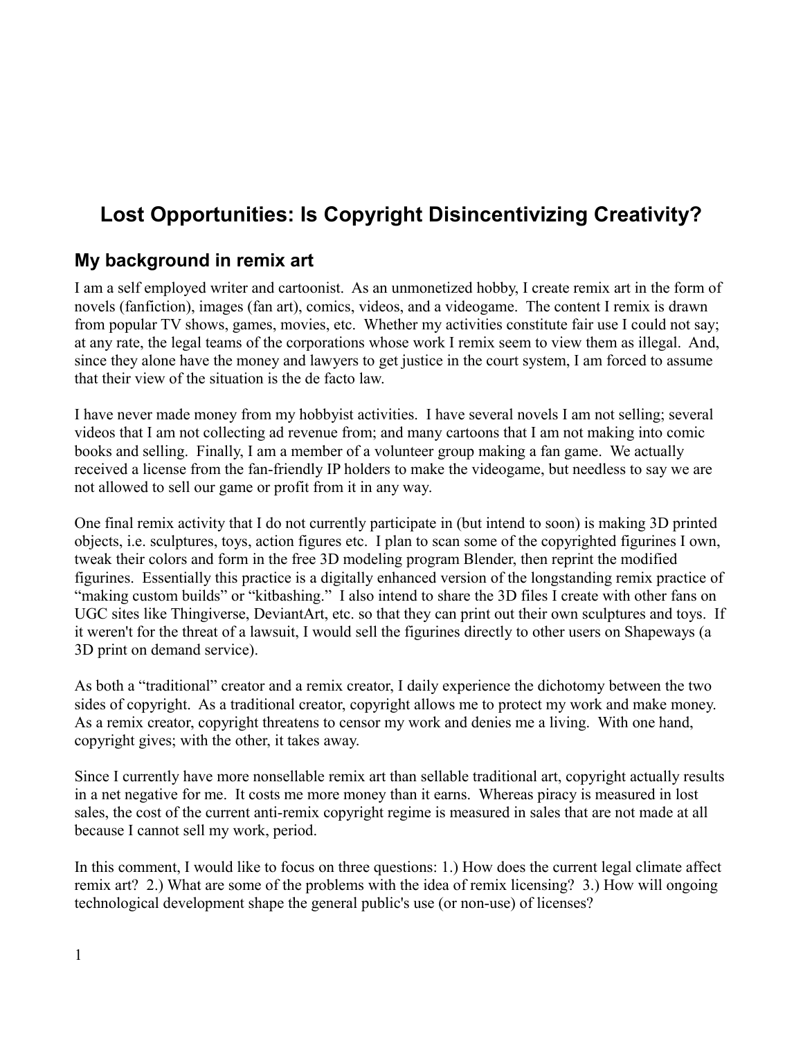# Lost Opportunities: Is Copyright Disincentivizing Creativity?

## My background in remix art

I am a self employed writer and cartoonist. As an unmonetized hobby, I create remix art in the form of novels (fanfiction), images (fan art), comics, videos, and a videogame. The content I remix is drawn from popular TV shows, games, movies, etc. Whether my activities constitute fair use I could not say; at any rate, the legal teams of the corporations whose work I remix seem to view them as illegal. And, since they alone have the money and lawyers to get justice in the court system, I am forced to assume that their view of the situation is the de facto law.

I have never made money from my hobbyist activities. I have several novels I am not selling; several videos that I am not collecting ad revenue from; and many cartoons that I am not making into comic books and selling. Finally, I am a member of a volunteer group making a fan game. We actually received a license from the fan-friendly IP holders to make the videogame, but needless to say we are not allowed to sell our game or profit from it in any way.

One final remix activity that I do not currently participate in (but intend to soon) is making 3D printed objects, i.e. sculptures, toys, action figures etc. I plan to scan some of the copyrighted figurines I own, tweak their colors and form in the free 3D modeling program Blender, then reprint the modified figurines. Essentially this practice is a digitally enhanced version of the longstanding remix practice of "making custom builds" or "kitbashing." I also intend to share the 3D files I create with other fans on UGC sites like Thingiverse, DeviantArt, etc. so that they can print out their own sculptures and toys. If it weren't for the threat of a lawsuit, I would sell the figurines directly to other users on Shapeways (a 3D print on demand service).

As both a "traditional" creator and a remix creator, I daily experience the dichotomy between the two sides of copyright. As a traditional creator, copyright allows me to protect my work and make money. As a remix creator, copyright threatens to censor my work and denies me a living. With one hand, copyright gives; with the other, it takes away.

Since I currently have more nonsellable remix art than sellable traditional art, copyright actually results in a net negative for me. It costs me more money than it earns. Whereas piracy is measured in lost sales, the cost of the current anti-remix copyright regime is measured in sales that are not made at all because I cannot sell my work, period.

In this comment, I would like to focus on three questions: 1.) How does the current legal climate affect remix art? 2.) What are some of the problems with the idea of remix licensing? 3.) How will ongoing technological development shape the general public's use (or non-use) of licenses?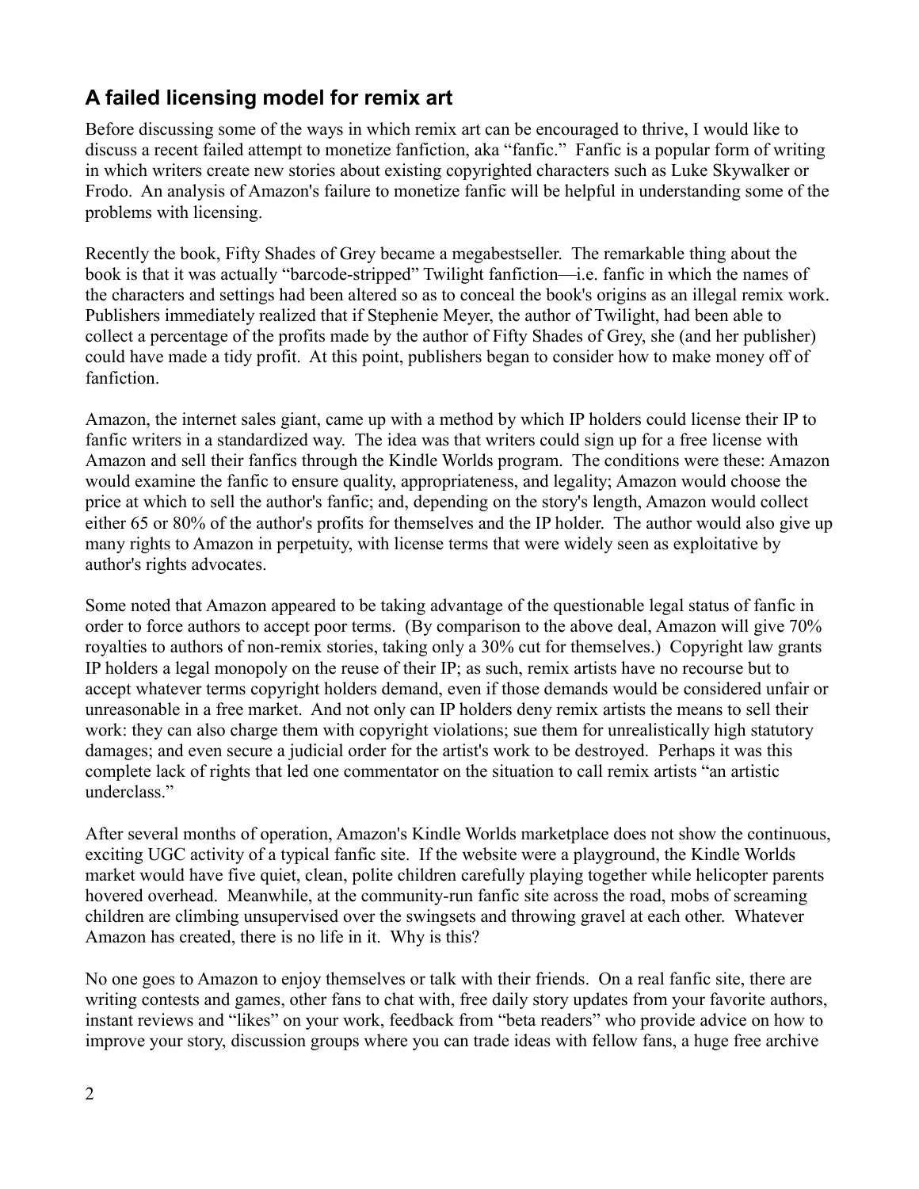## A failed licensing model for remix art

Before discussing some of the ways in which remix art can be encouraged to thrive, I would like to discuss a recent failed attempt to monetize fanfiction, aka "fanfic." Fanfic is a popular form of writing in which writers create new stories about existing copyrighted characters such as Luke Skywalker or Frodo. An analysis of Amazon's failure to monetize fanfic will be helpful in understanding some of the problems with licensing.

Recently the book, Fifty Shades of Grey became a megabestseller. The remarkable thing about the book is that it was actually "barcode-stripped" Twilight fanfiction—i.e. fanfic in which the names of the characters and settings had been altered so as to conceal the book's origins as an illegal remix work. Publishers immediately realized that if Stephenie Meyer, the author of Twilight, had been able to collect a percentage of the profits made by the author of Fifty Shades of Grey, she (and her publisher) could have made a tidy profit. At this point, publishers began to consider how to make money off of fanfiction.

Amazon, the internet sales giant, came up with a method by which IP holders could license their IP to fanfic writers in a standardized way. The idea was that writers could sign up for a free license with Amazon and sell their fanfics through the Kindle Worlds program. The conditions were these: Amazon would examine the fanfic to ensure quality, appropriateness, and legality; Amazon would choose the price at which to sell the author's fanfic; and, depending on the story's length, Amazon would collect either 65 or 80% of the author's profits for themselves and the IP holder. The author would also give up many rights to Amazon in perpetuity, with license terms that were widely seen as exploitative by author's rights advocates.

Some noted that Amazon appeared to be taking advantage of the questionable legal status of fanfic in order to force authors to accept poor terms. (By comparison to the above deal, Amazon will give 70% royalties to authors of non-remix stories, taking only a 30% cut for themselves.) Copyright law grants IP holders a legal monopoly on the reuse of their IP; as such, remix artists have no recourse but to accept whatever terms copyright holders demand, even if those demands would be considered unfair or unreasonable in a free market. And not only can IP holders deny remix artists the means to sell their work: they can also charge them with copyright violations; sue them for unrealistically high statutory damages; and even secure a judicial order for the artist's work to be destroyed. Perhaps it was this complete lack of rights that led one commentator on the situation to call remix artists "an artistic underclass."

After several months of operation, Amazon's Kindle Worlds marketplace does not show the continuous, exciting UGC activity of a typical fanfic site. If the website were a playground, the Kindle Worlds market would have five quiet, clean, polite children carefully playing together while helicopter parents hovered overhead. Meanwhile, at the community-run fanfic site across the road, mobs of screaming children are climbing unsupervised over the swingsets and throwing gravel at each other. Whatever Amazon has created, there is no life in it. Why is this?

No one goes to Amazon to enjoy themselves or talk with their friends. On a real fanfic site, there are writing contests and games, other fans to chat with, free daily story updates from your favorite authors, instant reviews and "likes" on your work, feedback from "beta readers" who provide advice on how to improve your story, discussion groups where you can trade ideas with fellow fans, a huge free archive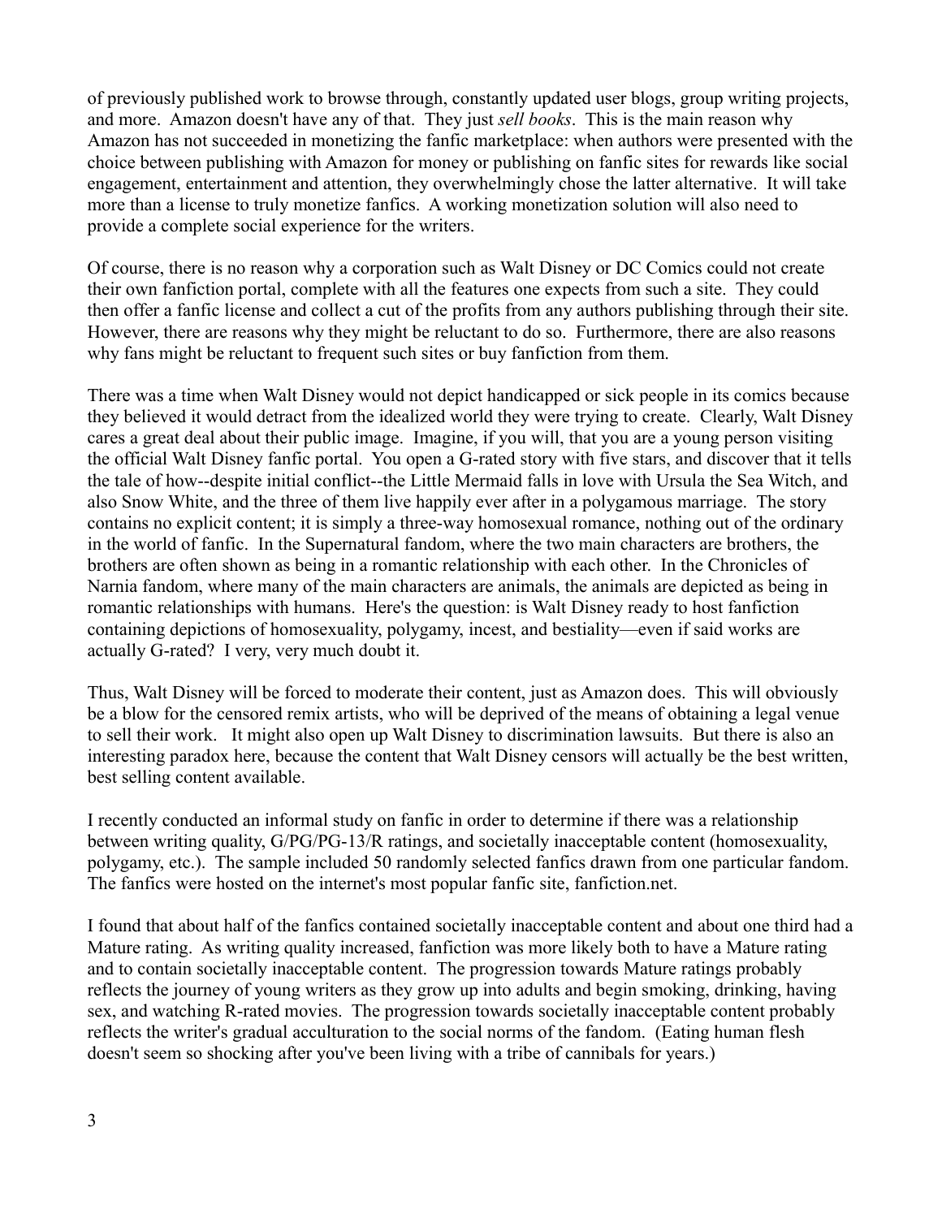of previously published work to browse through, constantly updated user blogs, group writing projects, and more. Amazon doesn't have any of that. They just *sell books*. This is the main reason why Amazon has not succeeded in monetizing the fanfic marketplace: when authors were presented with the choice between publishing with Amazon for money or publishing on fanfic sites for rewards like social engagement, entertainment and attention, they overwhelmingly chose the latter alternative. It will take more than a license to truly monetize fanfics. A working monetization solution will also need to provide a complete social experience for the writers.

Of course, there is no reason why a corporation such as Walt Disney or DC Comics could not create their own fanfiction portal, complete with all the features one expects from such a site. They could then offer a fanfic license and collect a cut of the profits from any authors publishing through their site. However, there are reasons why they might be reluctant to do so. Furthermore, there are also reasons why fans might be reluctant to frequent such sites or buy fanfiction from them.

There was a time when Walt Disney would not depict handicapped or sick people in its comics because they believed it would detract from the idealized world they were trying to create. Clearly, Walt Disney cares a great deal about their public image. Imagine, if you will, that you are a young person visiting the official Walt Disney fanfic portal. You open a G-rated story with five stars, and discover that it tells the tale of how--despite initial conflict--the Little Mermaid falls in love with Ursula the Sea Witch, and also Snow White, and the three of them live happily ever after in a polygamous marriage. The story contains no explicit content; it is simply a three-way homosexual romance, nothing out of the ordinary in the world of fanfic. In the Supernatural fandom, where the two main characters are brothers, the brothers are often shown as being in a romantic relationship with each other. In the Chronicles of Narnia fandom, where many of the main characters are animals, the animals are depicted as being in romantic relationships with humans. Here's the question: is Walt Disney ready to host fanfiction containing depictions of homosexuality, polygamy, incest, and bestiality—even if said works are actually G-rated? I very, very much doubt it.

Thus, Walt Disney will be forced to moderate their content, just as Amazon does. This will obviously be a blow for the censored remix artists, who will be deprived of the means of obtaining a legal venue to sell their work. It might also open up Walt Disney to discrimination lawsuits. But there is also an interesting paradox here, because the content that Walt Disney censors will actually be the best written, best selling content available.

I recently conducted an informal study on fanfic in order to determine if there was a relationship between writing quality, G/PG/PG-13/R ratings, and societally inacceptable content (homosexuality, polygamy, etc.). The sample included 50 randomly selected fanfics drawn from one particular fandom. The fanfics were hosted on the internet's most popular fanfic site, fanfiction.net.

I found that about half of the fanfics contained societally inacceptable content and about one third had a Mature rating. As writing quality increased, fanfiction was more likely both to have a Mature rating and to contain societally inacceptable content. The progression towards Mature ratings probably reflects the journey of young writers as they grow up into adults and begin smoking, drinking, having sex, and watching R-rated movies. The progression towards societally inacceptable content probably reflects the writer's gradual acculturation to the social norms of the fandom. (Eating human flesh doesn't seem so shocking after you've been living with a tribe of cannibals for years.)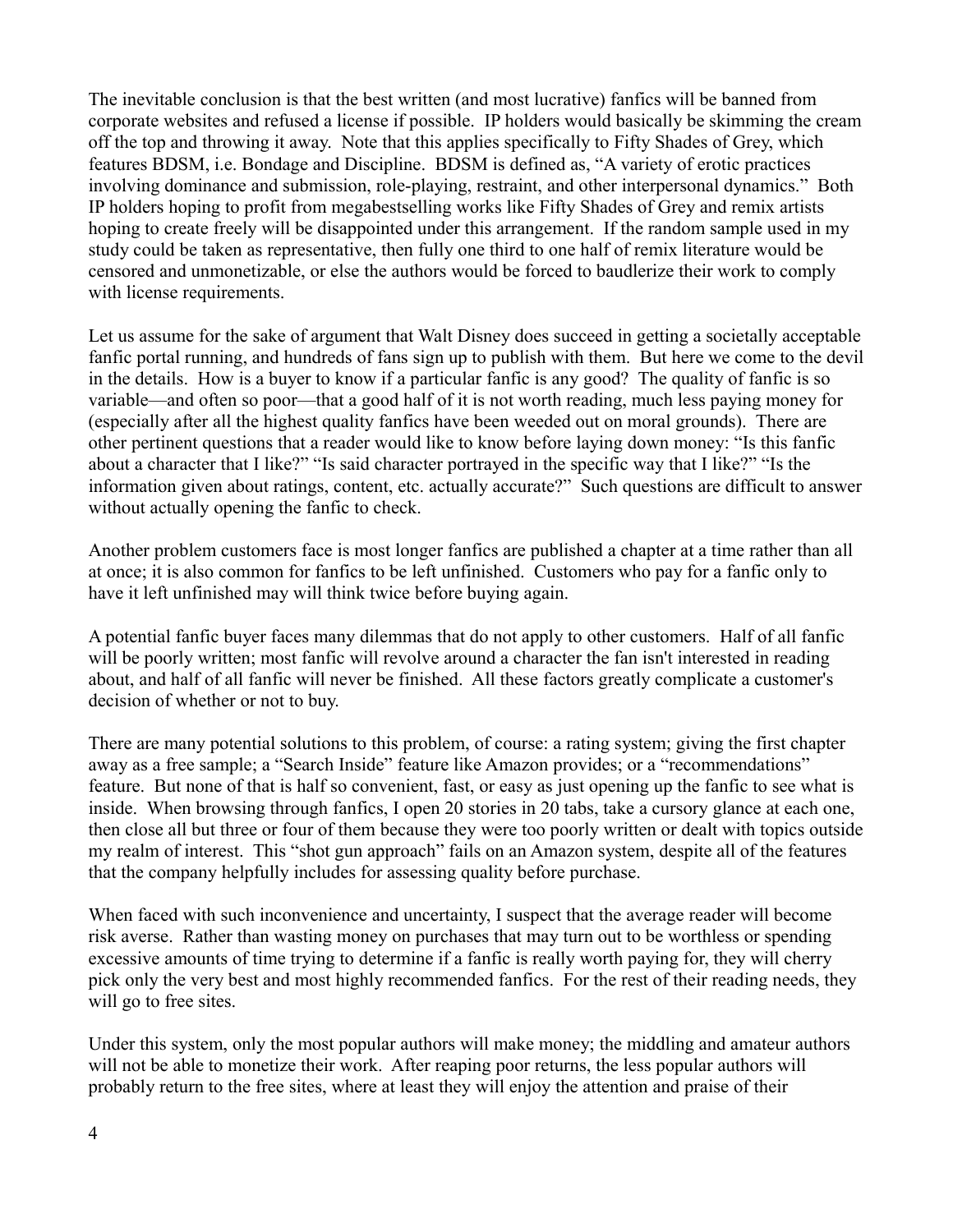The inevitable conclusion is that the best written (and most lucrative) fanfics will be banned from corporate websites and refused a license if possible. IP holders would basically be skimming the cream off the top and throwing it away. Note that this applies specifically to Fifty Shades of Grey, which features BDSM, i.e. Bondage and Discipline. BDSM is defined as, "A variety of erotic practices involving dominance and submission, role-playing, restraint, and other interpersonal dynamics." Both IP holders hoping to profit from megabestselling works like Fifty Shades of Grey and remix artists hoping to create freely will be disappointed under this arrangement. If the random sample used in my study could be taken as representative, then fully one third to one half of remix literature would be censored and unmonetizable, or else the authors would be forced to baudlerize their work to comply with license requirements.

Let us assume for the sake of argument that Walt Disney does succeed in getting a societally acceptable fanfic portal running, and hundreds of fans sign up to publish with them. But here we come to the devil in the details. How is a buyer to know if a particular fanfic is any good? The quality of fanfic is so variable—and often so poor—that a good half of it is not worth reading, much less paying money for (especially after all the highest quality fanfics have been weeded out on moral grounds). There are other pertinent questions that a reader would like to know before laying down money: "Is this fanfic about a character that I like?" "Is said character portrayed in the specific way that I like?" "Is the information given about ratings, content, etc. actually accurate?" Such questions are difficult to answer without actually opening the fanfic to check.

Another problem customers face is most longer fanfics are published a chapter at a time rather than all at once; it is also common for fanfics to be left unfinished. Customers who pay for a fanfic only to have it left unfinished may will think twice before buying again.

A potential fanfic buyer faces many dilemmas that do not apply to other customers. Half of all fanfic will be poorly written; most fanfic will revolve around a character the fan isn't interested in reading about, and half of all fanfic will never be finished. All these factors greatly complicate a customer's decision of whether or not to buy.

There are many potential solutions to this problem, of course: a rating system; giving the first chapter away as a free sample; a "Search Inside" feature like Amazon provides; or a "recommendations" feature. But none of that is half so convenient, fast, or easy as just opening up the fanfic to see what is inside. When browsing through fanfics, I open 20 stories in 20 tabs, take a cursory glance at each one, then close all but three or four of them because they were too poorly written or dealt with topics outside my realm of interest. This "shot gun approach" fails on an Amazon system, despite all of the features that the company helpfully includes for assessing quality before purchase.

When faced with such inconvenience and uncertainty, I suspect that the average reader will become risk averse. Rather than wasting money on purchases that may turn out to be worthless or spending excessive amounts of time trying to determine if a fanfic is really worth paying for, they will cherry pick only the very best and most highly recommended fanfics. For the rest of their reading needs, they will go to free sites.

Under this system, only the most popular authors will make money; the middling and amateur authors will not be able to monetize their work. After reaping poor returns, the less popular authors will probably return to the free sites, where at least they will enjoy the attention and praise of their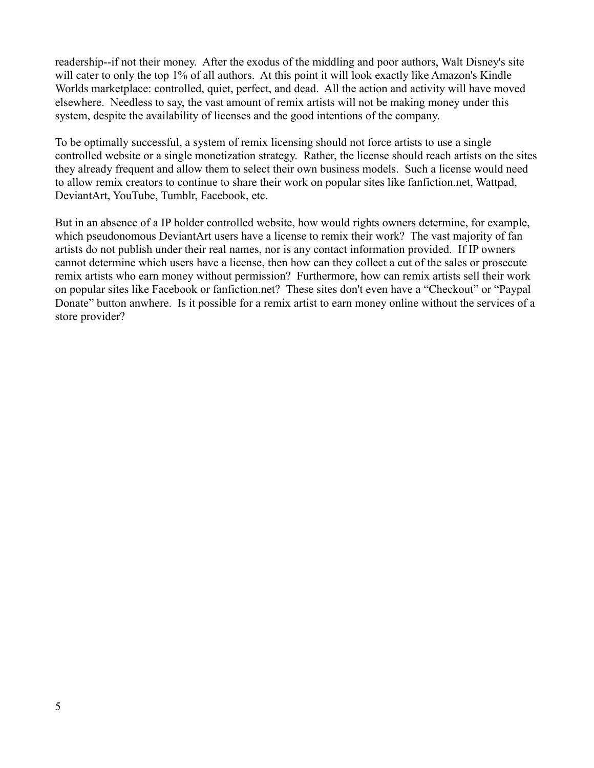readership--if not their money. After the exodus of the middling and poor authors, Walt Disney's site will cater to only the top 1% of all authors. At this point it will look exactly like Amazon's Kindle Worlds marketplace: controlled, quiet, perfect, and dead. All the action and activity will have moved elsewhere. Needless to say, the vast amount of remix artists will not be making money under this system, despite the availability of licenses and the good intentions of the company.

To be optimally successful, a system of remix licensing should not force artists to use a single controlled website or a single monetization strategy. Rather, the license should reach artists on the sites they already frequent and allow them to select their own business models. Such a license would need to allow remix creators to continue to share their work on popular sites like fanfiction.net, Wattpad, DeviantArt, YouTube, Tumblr, Facebook, etc.

But in an absence of a IP holder controlled website, how would rights owners determine, for example, which pseudonomous DeviantArt users have a license to remix their work? The vast majority of fan artists do not publish under their real names, nor is any contact information provided. If IP owners cannot determine which users have a license, then how can they collect a cut of the sales or prosecute remix artists who earn money without permission? Furthermore, how can remix artists sell their work on popular sites like Facebook or fanfiction.net? These sites don't even have a "Checkout" or "Paypal Donate" button anwhere. Is it possible for a remix artist to earn money online without the services of a store provider?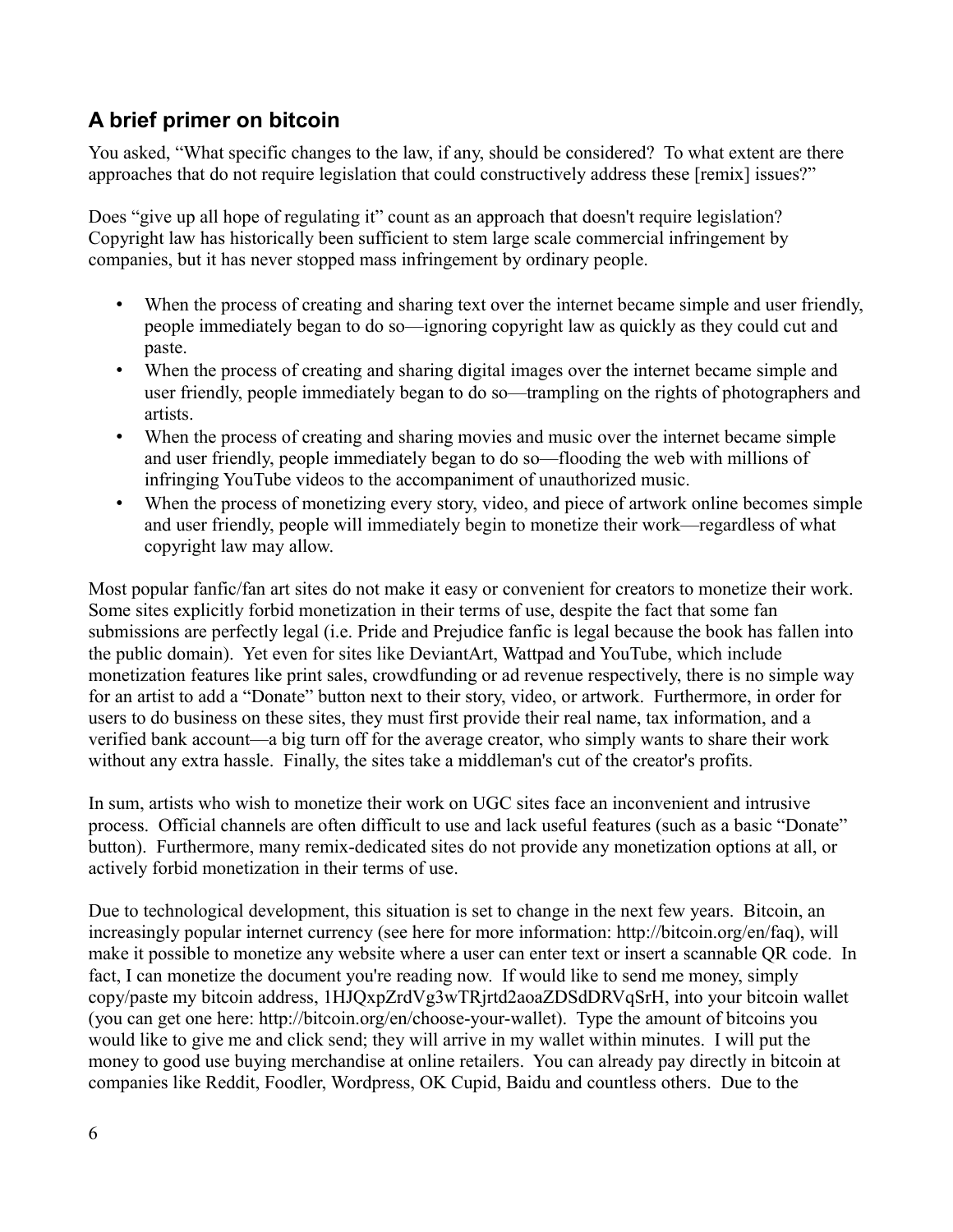## A brief primer on bitcoin

You asked, “What specific changes to the law, if any, should be considered? To what extent are there approaches that do not require legislation that could constructively address these [remix] issues?”

Does “give up all hope of regulating it” count as an approach that doesn't require legislation? Copyright law has historically been sufficient to stem large scale commercial infringement by companies, but it has never stopped mass infringement by ordinary people.

- When the process of creating and sharing text over the internet became simple and user friendly, people immediately began to do so—ignoring copyright law as quickly as they could cut and paste.
- When the process of creating and sharing digital images over the internet became simple and user friendly, people immediately began to do so—trampling on the rights of photographers and artists.
- When the process of creating and sharing movies and music over the internet became simple and user friendly, people immediately began to do so—flooding the web with millions of infringing YouTube videos to the accompaniment of unauthorized music.
- When the process of monetizing every story, video, and piece of artwork online becomes simple and user friendly, people will immediately begin to monetize their work—regardless of what copyright law may allow.

Most popular fanfic/fan art sites do not make it easy or convenient for creators to monetize their work. Some sites explicitly forbid monetization in their terms of use, despite the fact that some fan submissions are perfectly legal (i.e. Pride and Prejudice fanfic is legal because the book has fallen into the public domain). Yet even for sites like DeviantArt, Wattpad and YouTube, which include monetization features like print sales, crowdfunding or ad revenue respectively, there is no simple way for an artist to add a “Donate” button next to their story, video, or artwork. Furthermore, in order for users to do business on these sites, they must first provide their real name, tax information, and a verified bank account—a big turn off for the average creator, who simply wants to share their work without any extra hassle. Finally, the sites take a middleman's cut of the creator's profits.

In sum, artists who wish to monetize their work on UGC sites face an inconvenient and intrusive process. Official channels are often difficult to use and lack useful features (such as a basic “Donate” button). Furthermore, many remix-dedicated sites do not provide any monetization options at all, or actively forbid monetization in their terms of use.

Due to technological development, this situation is set to change in the next few years. Bitcoin, an increasingly popular internet currency (see here for more information: http://bitcoin.org/en/faq), will make it possible to monetize any website where a user can enter text or insert a scannable QR code. In fact, I can monetize the document you're reading now. If would like to send me money, simply copy/paste my bitcoin address, 1HJQxpZrdVg3wTRjrtd2aoaZDSdDRVqSrH, into your bitcoin wallet (you can get one here: http://bitcoin.org/en/choose-your-wallet). Type the amount of bitcoins you would like to give me and click send; they will arrive in my wallet within minutes. I will put the money to good use buying merchandise at online retailers. You can already pay directly in bitcoin at companies like Reddit, Foodler, Wordpress, OK Cupid, Baidu and countless others. Due to the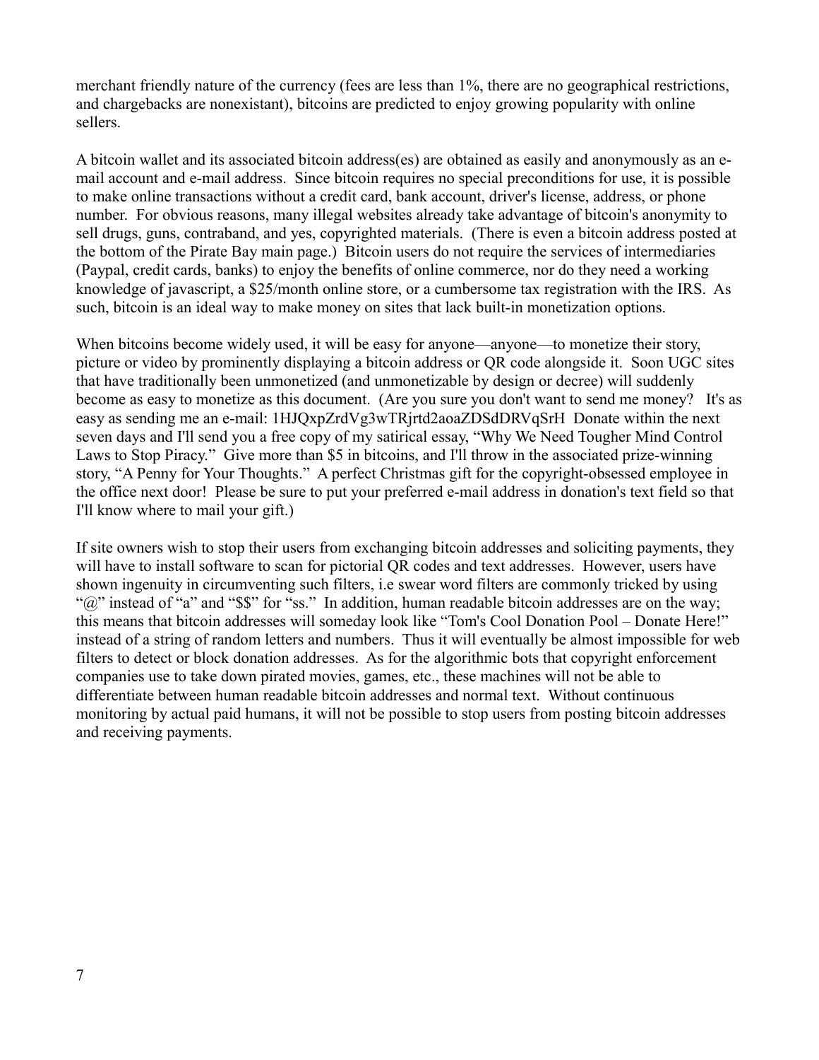merchant friendly nature of the currency (fees are less than 1%, there are no geographical restrictions, and chargebacks are nonexistant), bitcoins are predicted to enjoy growing popularity with online sellers.

A bitcoin wallet and its associated bitcoin address(es) are obtained as easily and anonymously as an e-mail account and e-mail address. Since bitcoin requires no special preconditions for use, it is possible to make online transactions without a credit card, bank account, driver's license, address, or phone number. For obvious reasons, many illegal websites already take advantage of bitcoin's anonymity to sell drugs, guns, contraband, and yes, copyrighted materials. (There is even a bitcoin address posted at the bottom of the Pirate Bay main page.) Bitcoin users do not require the services of intermediaries (Paypal, credit cards, banks) to enjoy the benefits of online commerce, nor do they need a working knowledge of javascript, a $25/month online store, or a cumbersome tax registration with the IRS. As such, bitcoin is an ideal way to make money on sites that lack built-in monetization options.

When bitcoins become widely used, it will be easy for anyone—anyone—to monetize their story, picture or video by prominently displaying a bitcoin address or QR code alongside it. Soon UGC sites that have traditionally been unmonetized (and unmonetizable by design or decree) will suddenly become as easy to monetize as this document. (Are you sure you don't want to send me money? It's as easy as sending me an e-mail: 1HJQxpZrdVg3wTRjrtd2aoaZDSdDRVqSrH Donate within the next seven days and I'll send you a free copy of my satirical essay, "Why We Need Tougher Mind Control Laws to Stop Piracy." Give more than $5 in bitcoins, and I'll throw in the associated prize-winning story, "A Penny for Your Thoughts." A perfect Christmas gift for the copyright-obsessed employee in the office next door! Please be sure to put your preferred e-mail address in donation's text field so that I'll know where to mail your gift.)

If site owners wish to stop their users from exchanging bitcoin addresses and soliciting payments, they will have to install software to scan for pictorial QR codes and text addresses. However, users have shown ingenuity in circumventing such filters, i.e swear word filters are commonly tricked by using "@" instead of "a" and "$$" for "ss." In addition, human readable bitcoin addresses are on the way; this means that bitcoin addresses will someday look like "Tom's Cool Donation Pool – Donate Here!" instead of a string of random letters and numbers. Thus it will eventually be almost impossible for web filters to detect or block donation addresses. As for the algorithmic bots that copyright enforcement companies use to take down pirated movies, games, etc., these machines will not be able to differentiate between human readable bitcoin addresses and normal text. Without continuous monitoring by actual paid humans, it will not be possible to stop users from posting bitcoin addresses and receiving payments.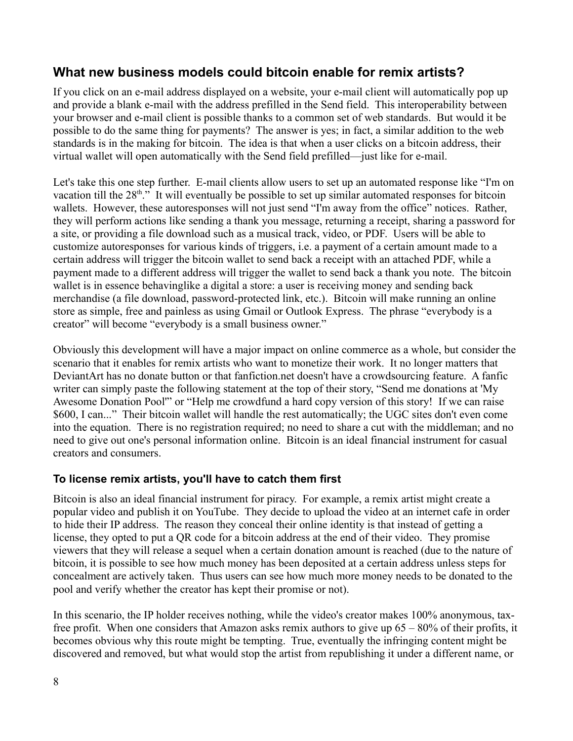## What new business models could bitcoin enable for remix artists?

If you click on an e-mail address displayed on a website, your e-mail client will automatically pop up and provide a blank e-mail with the address prefilled in the Send field. This interoperability between your browser and e-mail client is possible thanks to a common set of web standards. But would it be possible to do the same thing for payments? The answer is yes; in fact, a similar addition to the web standards is in the making for bitcoin. The idea is that when a user clicks on a bitcoin address, their virtual wallet will open automatically with the Send field prefilled—just like for e-mail.

Let's take this one step further. E-mail clients allow users to set up an automated response like "I'm on vacation till the 28th." It will eventually be possible to set up similar automated responses for bitcoin wallets. However, these autoresponses will not just send "I'm away from the office" notices. Rather, they will perform actions like sending a thank you message, returning a receipt, sharing a password for a site, or providing a file download such as a musical track, video, or PDF. Users will be able to customize autoresponses for various kinds of triggers, i.e. a payment of a certain amount made to a certain address will trigger the bitcoin wallet to send back a receipt with an attached PDF, while a payment made to a different address will trigger the wallet to send back a thank you note. The bitcoin wallet is in essence behavinglike a digital a store: a user is receiving money and sending back merchandise (a file download, password-protected link, etc.). Bitcoin will make running an online store as simple, free and painless as using Gmail or Outlook Express. The phrase "everybody is a creator" will become "everybody is a small business owner."

Obviously this development will have a major impact on online commerce as a whole, but consider the scenario that it enables for remix artists who want to monetize their work. It no longer matters that DeviantArt has no donate button or that fanfiction.net doesn't have a crowdsourcing feature. A fanfic writer can simply paste the following statement at the top of their story, "Send me donations at 'My Awesome Donation Pool'" or "Help me crowdfund a hard copy version of this story! If we can raise $600, I can..." Their bitcoin wallet will handle the rest automatically; the UGC sites don't even come into the equation. There is no registration required; no need to share a cut with the middleman; and no need to give out one's personal information online. Bitcoin is an ideal financial instrument for casual creators and consumers.

### To license remix artists, you'll have to catch them first

Bitcoin is also an ideal financial instrument for piracy. For example, a remix artist might create a popular video and publish it on YouTube. They decide to upload the video at an internet cafe in order to hide their IP address. The reason they conceal their online identity is that instead of getting a license, they opted to put a QR code for a bitcoin address at the end of their video. They promise viewers that they will release a sequel when a certain donation amount is reached (due to the nature of bitcoin, it is possible to see how much money has been deposited at a certain address unless steps for concealment are actively taken. Thus users can see how much more money needs to be donated to the pool and verify whether the creator has kept their promise or not).

In this scenario, the IP holder receives nothing, while the video's creator makes 100% anonymous, tax-free profit. When one considers that Amazon asks remix authors to give up 65 – 80% of their profits, it becomes obvious why this route might be tempting. True, eventually the infringing content might be discovered and removed, but what would stop the artist from republishing it under a different name, or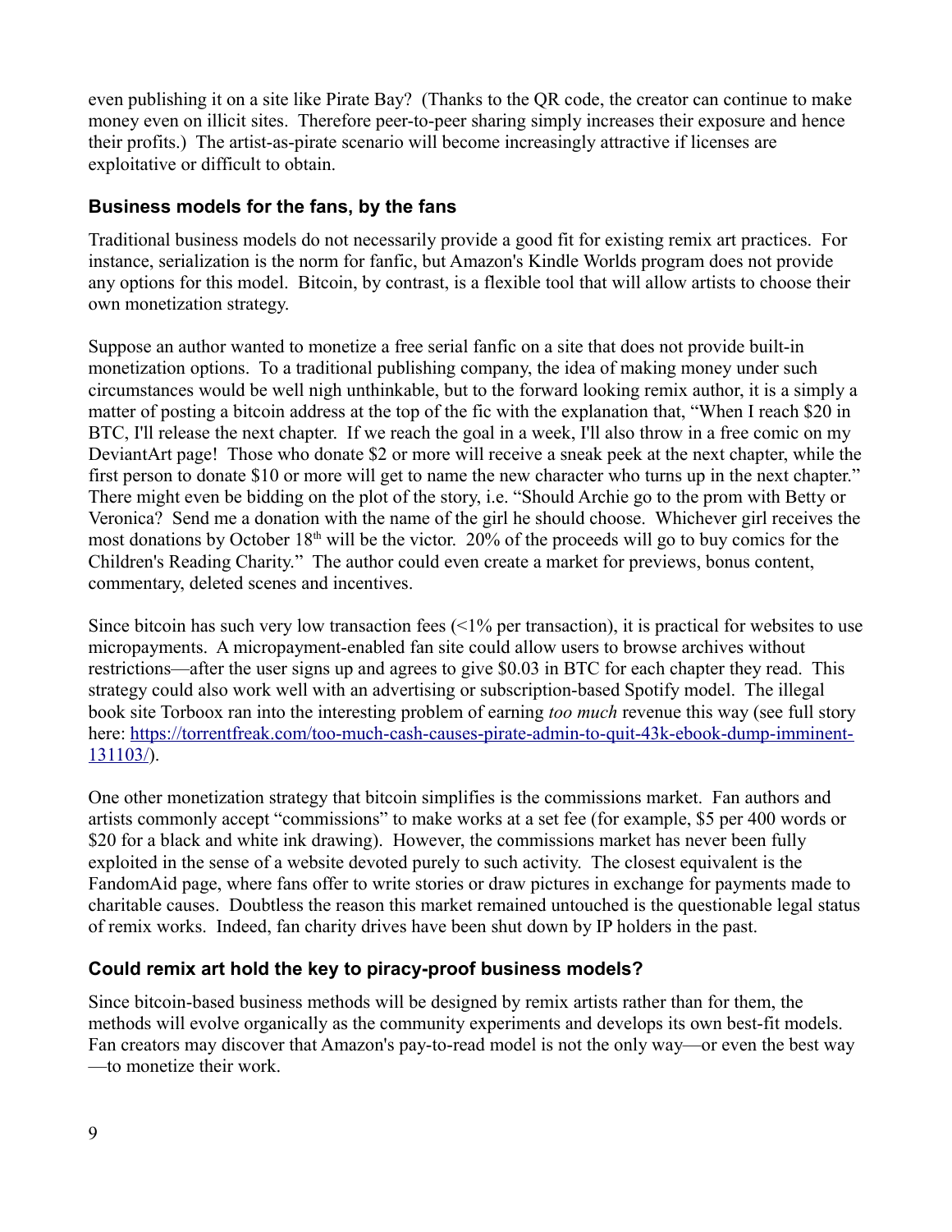even publishing it on a site like Pirate Bay? (Thanks to the QR code, the creator can continue to make money even on illicit sites. Therefore peer-to-peer sharing simply increases their exposure and hence their profits.) The artist-as-pirate scenario will become increasingly attractive if licenses are exploitative or difficult to obtain.

### Business models for the fans, by the fans

Traditional business models do not necessarily provide a good fit for existing remix art practices. For instance, serialization is the norm for fanfic, but Amazon's Kindle Worlds program does not provide any options for this model. Bitcoin, by contrast, is a flexible tool that will allow artists to choose their own monetization strategy.

Suppose an author wanted to monetize a free serial fanfic on a site that does not provide built-in monetization options. To a traditional publishing company, the idea of making money under such circumstances would be well nigh unthinkable, but to the forward looking remix author, it is a simply a matter of posting a bitcoin address at the top of the fic with the explanation that, "When I reach $20 in BTC, I'll release the next chapter. If we reach the goal in a week, I'll also throw in a free comic on my DeviantArt page! Those who donate $2 or more will receive a sneak peek at the next chapter, while the first person to donate $10 or more will get to name the new character who turns up in the next chapter." There might even be bidding on the plot of the story, i.e. "Should Archie go to the prom with Betty or Veronica? Send me a donation with the name of the girl he should choose. Whichever girl receives the most donations by October 18th will be the victor. 20% of the proceeds will go to buy comics for the Children's Reading Charity." The author could even create a market for previews, bonus content, commentary, deleted scenes and incentives.

Since bitcoin has such very low transaction fees (<1% per transaction), it is practical for websites to use micropayments. A micropayment-enabled fan site could allow users to browse archives without restrictions—after the user signs up and agrees to give $0.03 in BTC for each chapter they read. This strategy could also work well with an advertising or subscription-based Spotify model. The illegal book site Torboox ran into the interesting problem of earning *too much* revenue this way (see full story here: https://torrentfreak.com/too-much-cash-causes-pirate-admin-to-quit-43k-ebook-dump-imminent-131103/).

One other monetization strategy that bitcoin simplifies is the commissions market. Fan authors and artists commonly accept "commissions" to make works at a set fee (for example, $5 per 400 words or $20 for a black and white ink drawing). However, the commissions market has never been fully exploited in the sense of a website devoted purely to such activity. The closest equivalent is the FandomAid page, where fans offer to write stories or draw pictures in exchange for payments made to charitable causes. Doubtless the reason this market remained untouched is the questionable legal status of remix works. Indeed, fan charity drives have been shut down by IP holders in the past.

### Could remix art hold the key to piracy-proof business models?

Since bitcoin-based business methods will be designed by remix artists rather than for them, the methods will evolve organically as the community experiments and develops its own best-fit models. Fan creators may discover that Amazon's pay-to-read model is not the only way—or even the best way—to monetize their work.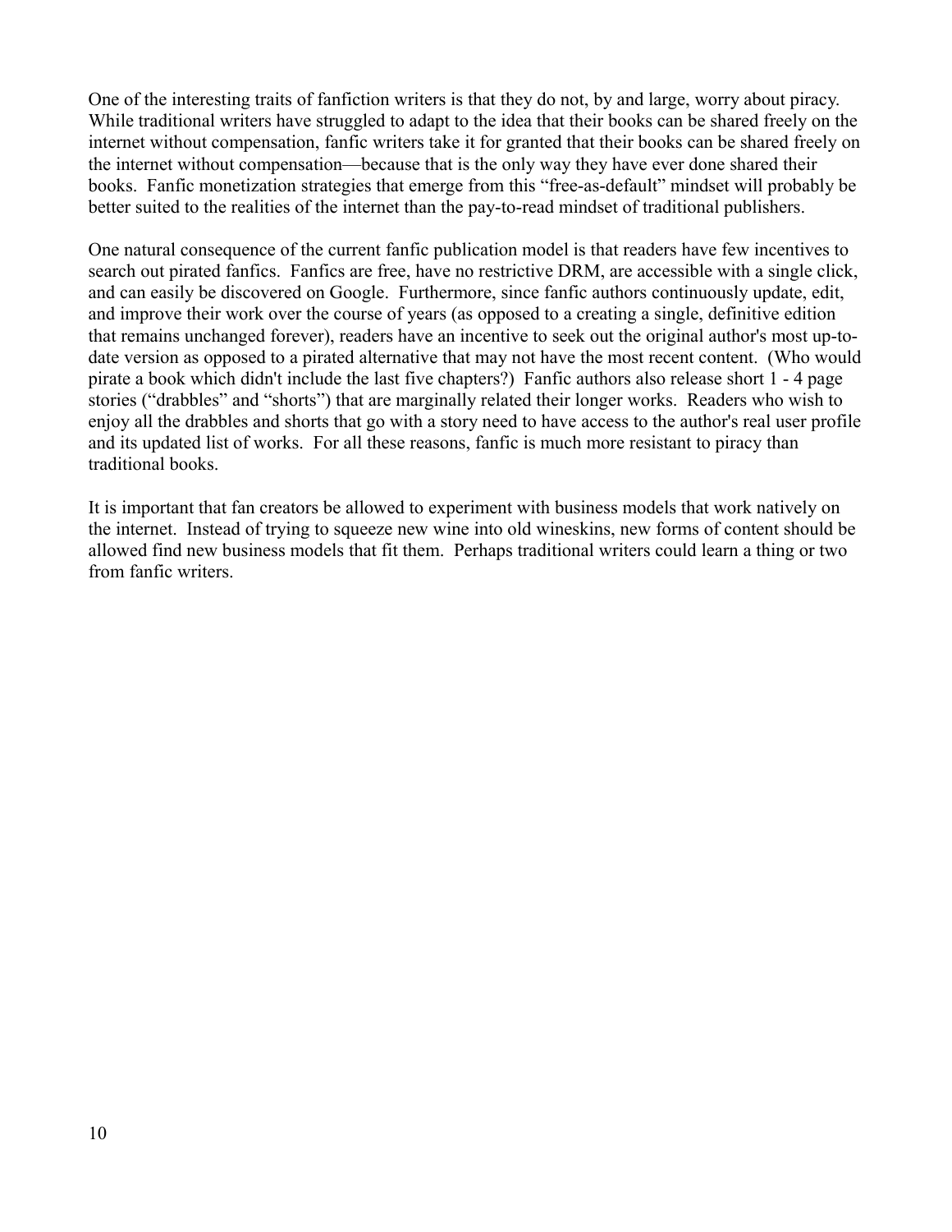One of the interesting traits of fanfiction writers is that they do not, by and large, worry about piracy. While traditional writers have struggled to adapt to the idea that their books can be shared freely on the internet without compensation, fanfic writers take it for granted that their books can be shared freely on the internet without compensation—because that is the only way they have ever done shared their books. Fanfic monetization strategies that emerge from this "free-as-default" mindset will probably be better suited to the realities of the internet than the pay-to-read mindset of traditional publishers.

One natural consequence of the current fanfic publication model is that readers have few incentives to search out pirated fanfics. Fanfics are free, have no restrictive DRM, are accessible with a single click, and can easily be discovered on Google. Furthermore, since fanfic authors continuously update, edit, and improve their work over the course of years (as opposed to a creating a single, definitive edition that remains unchanged forever), readers have an incentive to seek out the original author's most up-to-date version as opposed to a pirated alternative that may not have the most recent content. (Who would pirate a book which didn't include the last five chapters?) Fanfic authors also release short 1 - 4 page stories ("drabbles" and "shorts") that are marginally related their longer works. Readers who wish to enjoy all the drabbles and shorts that go with a story need to have access to the author's real user profile and its updated list of works. For all these reasons, fanfic is much more resistant to piracy than traditional books.

It is important that fan creators be allowed to experiment with business models that work natively on the internet. Instead of trying to squeeze new wine into old wineskins, new forms of content should be allowed find new business models that fit them. Perhaps traditional writers could learn a thing or two from fanfic writers.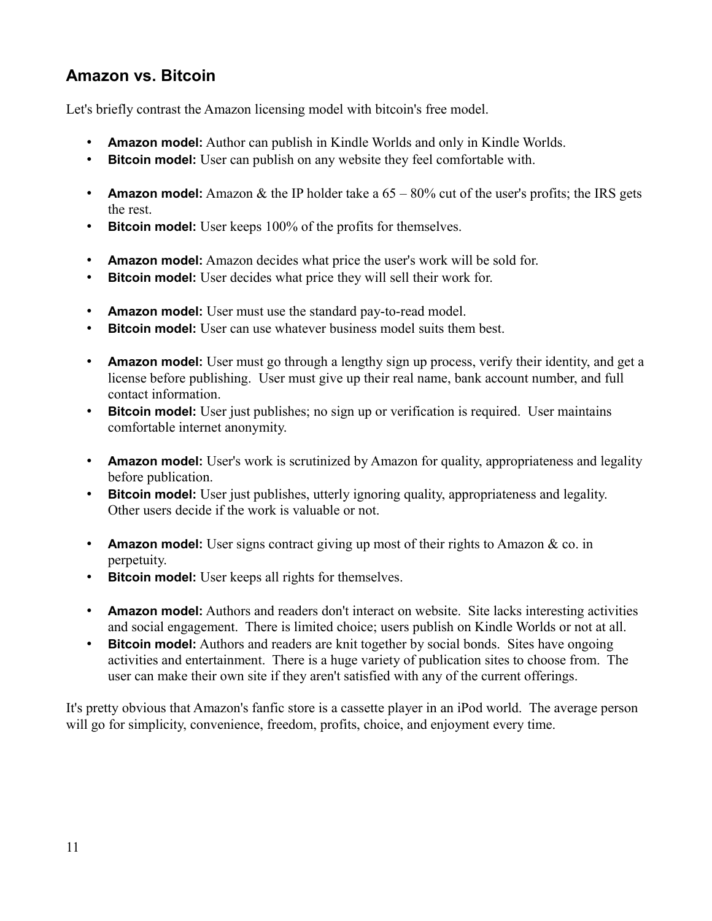## Amazon vs. Bitcoin

Let's briefly contrast the Amazon licensing model with bitcoin's free model.

- **Amazon model:** Author can publish in Kindle Worlds and only in Kindle Worlds.
- **Bitcoin model:** User can publish on any website they feel comfortable with.

- **Amazon model:** Amazon & the IP holder take a 65 – 80% cut of the user's profits; the IRS gets the rest.
- **Bitcoin model:** User keeps 100% of the profits for themselves.

- **Amazon model:** Amazon decides what price the user's work will be sold for.
- **Bitcoin model:** User decides what price they will sell their work for.

- **Amazon model:** User must use the standard pay-to-read model.
- **Bitcoin model:** User can use whatever business model suits them best.

- **Amazon model:** User must go through a lengthy sign up process, verify their identity, and get a license before publishing. User must give up their real name, bank account number, and full contact information.
- **Bitcoin model:** User just publishes; no sign up or verification is required. User maintains comfortable internet anonymity.

- **Amazon model:** User's work is scrutinized by Amazon for quality, appropriateness and legality before publication.
- **Bitcoin model:** User just publishes, utterly ignoring quality, appropriateness and legality. Other users decide if the work is valuable or not.

- **Amazon model:** User signs contract giving up most of their rights to Amazon & co. in perpetuity.
- **Bitcoin model:** User keeps all rights for themselves.

- **Amazon model:** Authors and readers don't interact on website. Site lacks interesting activities and social engagement. There is limited choice; users publish on Kindle Worlds or not at all.
- **Bitcoin model:** Authors and readers are knit together by social bonds. Sites have ongoing activities and entertainment. There is a huge variety of publication sites to choose from. The user can make their own site if they aren't satisfied with any of the current offerings.

It's pretty obvious that Amazon's fanfic store is a cassette player in an iPod world. The average person will go for simplicity, convenience, freedom, profits, choice, and enjoyment every time.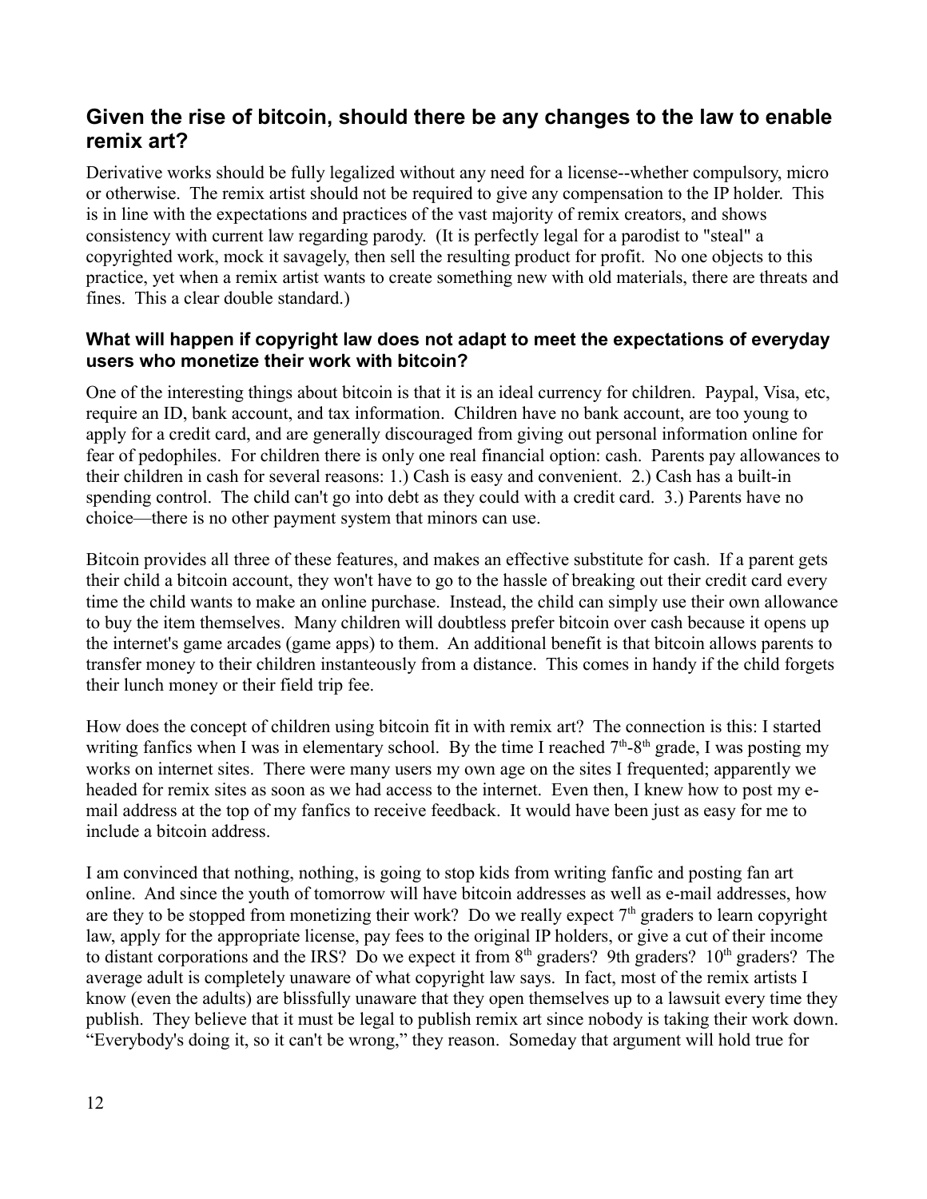## Given the rise of bitcoin, should there be any changes to the law to enable remix art?

Derivative works should be fully legalized without any need for a license--whether compulsory, micro or otherwise. The remix artist should not be required to give any compensation to the IP holder. This is in line with the expectations and practices of the vast majority of remix creators, and shows consistency with current law regarding parody. (It is perfectly legal for a parodist to "steal" a copyrighted work, mock it savagely, then sell the resulting product for profit. No one objects to this practice, yet when a remix artist wants to create something new with old materials, there are threats and fines. This a clear double standard.)

### What will happen if copyright law does not adapt to meet the expectations of everyday users who monetize their work with bitcoin?

One of the interesting things about bitcoin is that it is an ideal currency for children. Paypal, Visa, etc, require an ID, bank account, and tax information. Children have no bank account, are too young to apply for a credit card, and are generally discouraged from giving out personal information online for fear of pedophiles. For children there is only one real financial option: cash. Parents pay allowances to their children in cash for several reasons: 1.) Cash is easy and convenient. 2.) Cash has a built-in spending control. The child can't go into debt as they could with a credit card. 3.) Parents have no choice—there is no other payment system that minors can use.

Bitcoin provides all three of these features, and makes an effective substitute for cash. If a parent gets their child a bitcoin account, they won't have to go to the hassle of breaking out their credit card every time the child wants to make an online purchase. Instead, the child can simply use their own allowance to buy the item themselves. Many children will doubtless prefer bitcoin over cash because it opens up the internet's game arcades (game apps) to them. An additional benefit is that bitcoin allows parents to transfer money to their children instantaneously from a distance. This comes in handy if the child forgets their lunch money or their field trip fee.

How does the concept of children using bitcoin fit in with remix art? The connection is this: I started writing fanfics when I was in elementary school. By the time I reached 7th-8th grade, I was posting my works on internet sites. There were many users my own age on the sites I frequented; apparently we headed for remix sites as soon as we had access to the internet. Even then, I knew how to post my e-mail address at the top of my fanfics to receive feedback. It would have been just as easy for me to include a bitcoin address.

I am convinced that nothing, nothing, is going to stop kids from writing fanfic and posting fan art online. And since the youth of tomorrow will have bitcoin addresses as well as e-mail addresses, how are they to be stopped from monetizing their work? Do we really expect 7th graders to learn copyright law, apply for the appropriate license, pay fees to the original IP holders, or give a cut of their income to distant corporations and the IRS? Do we expect it from 8th graders? 9th graders? 10th graders? The average adult is completely unaware of what copyright law says. In fact, most of the remix artists I know (even the adults) are blissfully unaware that they open themselves up to a lawsuit every time they publish. They believe that it must be legal to publish remix art since nobody is taking their work down. "Everybody's doing it, so it can't be wrong," they reason. Someday that argument will hold true for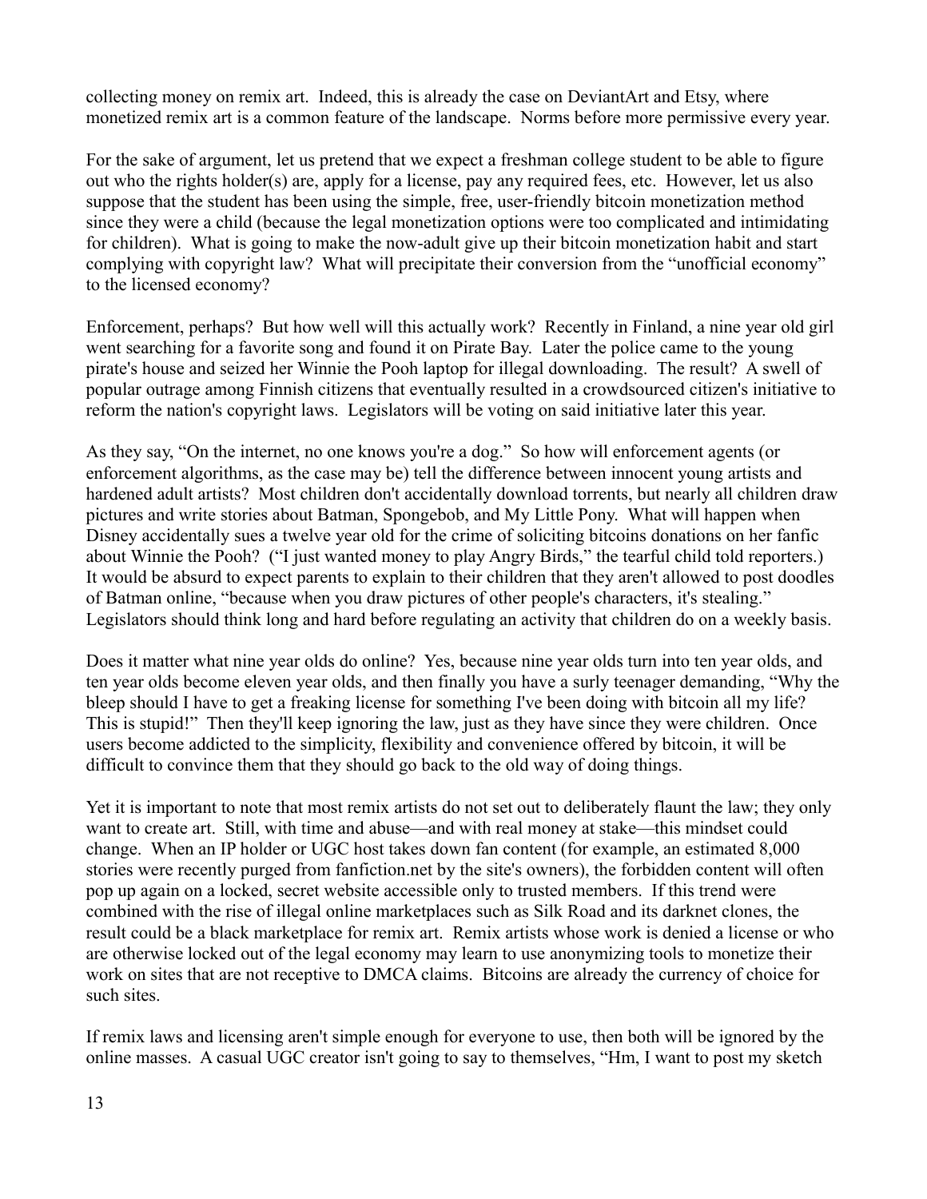collecting money on remix art. Indeed, this is already the case on DeviantArt and Etsy, where monetized remix art is a common feature of the landscape. Norms before more permissive every year.

For the sake of argument, let us pretend that we expect a freshman college student to be able to figure out who the rights holder(s) are, apply for a license, pay any required fees, etc. However, let us also suppose that the student has been using the simple, free, user-friendly bitcoin monetization method since they were a child (because the legal monetization options were too complicated and intimidating for children). What is going to make the now-adult give up their bitcoin monetization habit and start complying with copyright law? What will precipitate their conversion from the "unofficial economy" to the licensed economy?

Enforcement, perhaps? But how well will this actually work? Recently in Finland, a nine year old girl went searching for a favorite song and found it on Pirate Bay. Later the police came to the young pirate's house and seized her Winnie the Pooh laptop for illegal downloading. The result? A swell of popular outrage among Finnish citizens that eventually resulted in a crowdsourced citizen's initiative to reform the nation's copyright laws. Legislators will be voting on said initiative later this year.

As they say, "On the internet, no one knows you're a dog." So how will enforcement agents (or enforcement algorithms, as the case may be) tell the difference between innocent young artists and hardened adult artists? Most children don't accidentally download torrents, but nearly all children draw pictures and write stories about Batman, Spongebob, and My Little Pony. What will happen when Disney accidentally sues a twelve year old for the crime of soliciting bitcoins donations on her fanfic about Winnie the Pooh? ("I just wanted money to play Angry Birds," the tearful child told reporters.) It would be absurd to expect parents to explain to their children that they aren't allowed to post doodles of Batman online, "because when you draw pictures of other people's characters, it's stealing." Legislators should think long and hard before regulating an activity that children do on a weekly basis.

Does it matter what nine year olds do online? Yes, because nine year olds turn into ten year olds, and ten year olds become eleven year olds, and then finally you have a surly teenager demanding, "Why the bleep should I have to get a freaking license for something I've been doing with bitcoin all my life? This is stupid!" Then they'll keep ignoring the law, just as they have since they were children. Once users become addicted to the simplicity, flexibility and convenience offered by bitcoin, it will be difficult to convince them that they should go back to the old way of doing things.

Yet it is important to note that most remix artists do not set out to deliberately flaunt the law; they only want to create art. Still, with time and abuse—and with real money at stake—this mindset could change. When an IP holder or UGC host takes down fan content (for example, an estimated 8,000 stories were recently purged from fanfiction.net by the site's owners), the forbidden content will often pop up again on a locked, secret website accessible only to trusted members. If this trend were combined with the rise of illegal online marketplaces such as Silk Road and its darknet clones, the result could be a black marketplace for remix art. Remix artists whose work is denied a license or who are otherwise locked out of the legal economy may learn to use anonymizing tools to monetize their work on sites that are not receptive to DMCA claims. Bitcoins are already the currency of choice for such sites.

If remix laws and licensing aren't simple enough for everyone to use, then both will be ignored by the online masses. A casual UGC creator isn't going to say to themselves, "Hm, I want to post my sketch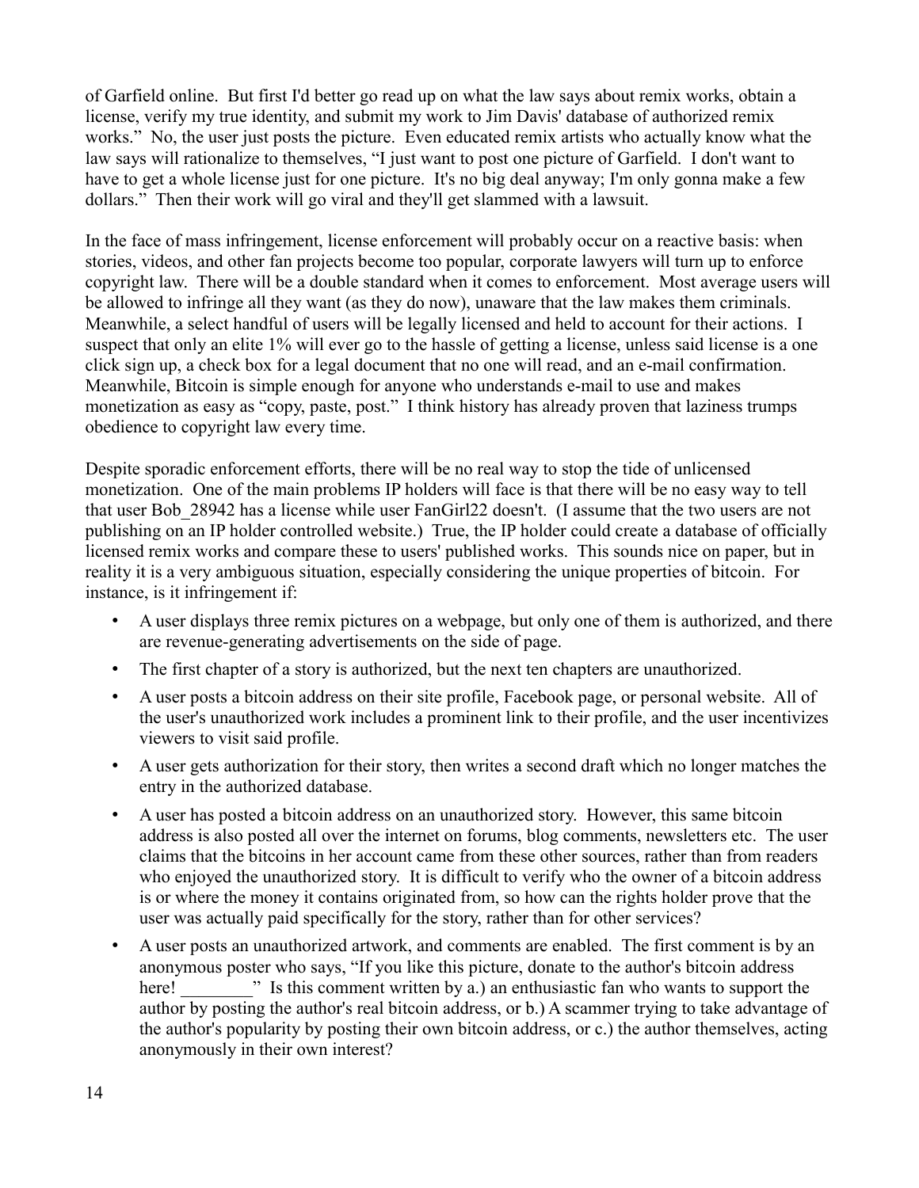of Garfield online. But first I'd better go read up on what the law says about remix works, obtain a license, verify my true identity, and submit my work to Jim Davis' database of authorized remix works." No, the user just posts the picture. Even educated remix artists who actually know what the law says will rationalize to themselves, "I just want to post one picture of Garfield. I don't want to have to get a whole license just for one picture. It's no big deal anyway; I'm only gonna make a few dollars." Then their work will go viral and they'll get slammed with a lawsuit.

In the face of mass infringement, license enforcement will probably occur on a reactive basis: when stories, videos, and other fan projects become too popular, corporate lawyers will turn up to enforce copyright law. There will be a double standard when it comes to enforcement. Most average users will be allowed to infringe all they want (as they do now), unaware that the law makes them criminals. Meanwhile, a select handful of users will be legally licensed and held to account for their actions. I suspect that only an elite 1% will ever go to the hassle of getting a license, unless said license is a one click sign up, a check box for a legal document that no one will read, and an e-mail confirmation. Meanwhile, Bitcoin is simple enough for anyone who understands e-mail to use and makes monetization as easy as "copy, paste, post." I think history has already proven that laziness trumps obedience to copyright law every time.

Despite sporadic enforcement efforts, there will be no real way to stop the tide of unlicensed monetization. One of the main problems IP holders will face is that there will be no easy way to tell that user Bob_28942 has a license while user FanGirl22 doesn't. (I assume that the two users are not publishing on an IP holder controlled website.) True, the IP holder could create a database of officially licensed remix works and compare these to users' published works. This sounds nice on paper, but in reality it is a very ambiguous situation, especially considering the unique properties of bitcoin. For instance, is it infringement if:

- A user displays three remix pictures on a webpage, but only one of them is authorized, and there are revenue-generating advertisements on the side of page.
- The first chapter of a story is authorized, but the next ten chapters are unauthorized.
- A user posts a bitcoin address on their site profile, Facebook page, or personal website. All of the user's unauthorized work includes a prominent link to their profile, and the user incentivizes viewers to visit said profile.
- A user gets authorization for their story, then writes a second draft which no longer matches the entry in the authorized database.
- A user has posted a bitcoin address on an unauthorized story. However, this same bitcoin address is also posted all over the internet on forums, blog comments, newsletters etc. The user claims that the bitcoins in her account came from these other sources, rather than from readers who enjoyed the unauthorized story. It is difficult to verify who the owner of a bitcoin address is or where the money it contains originated from, so how can the rights holder prove that the user was actually paid specifically for the story, rather than for other services?
- A user posts an unauthorized artwork, and comments are enabled. The first comment is by an anonymous poster who says, "If you like this picture, donate to the author's bitcoin address here! ________" Is this comment written by a.) an enthusiastic fan who wants to support the author by posting the author's real bitcoin address, or b.) A scammer trying to take advantage of the author's popularity by posting their own bitcoin address, or c.) the author themselves, acting anonymously in their own interest?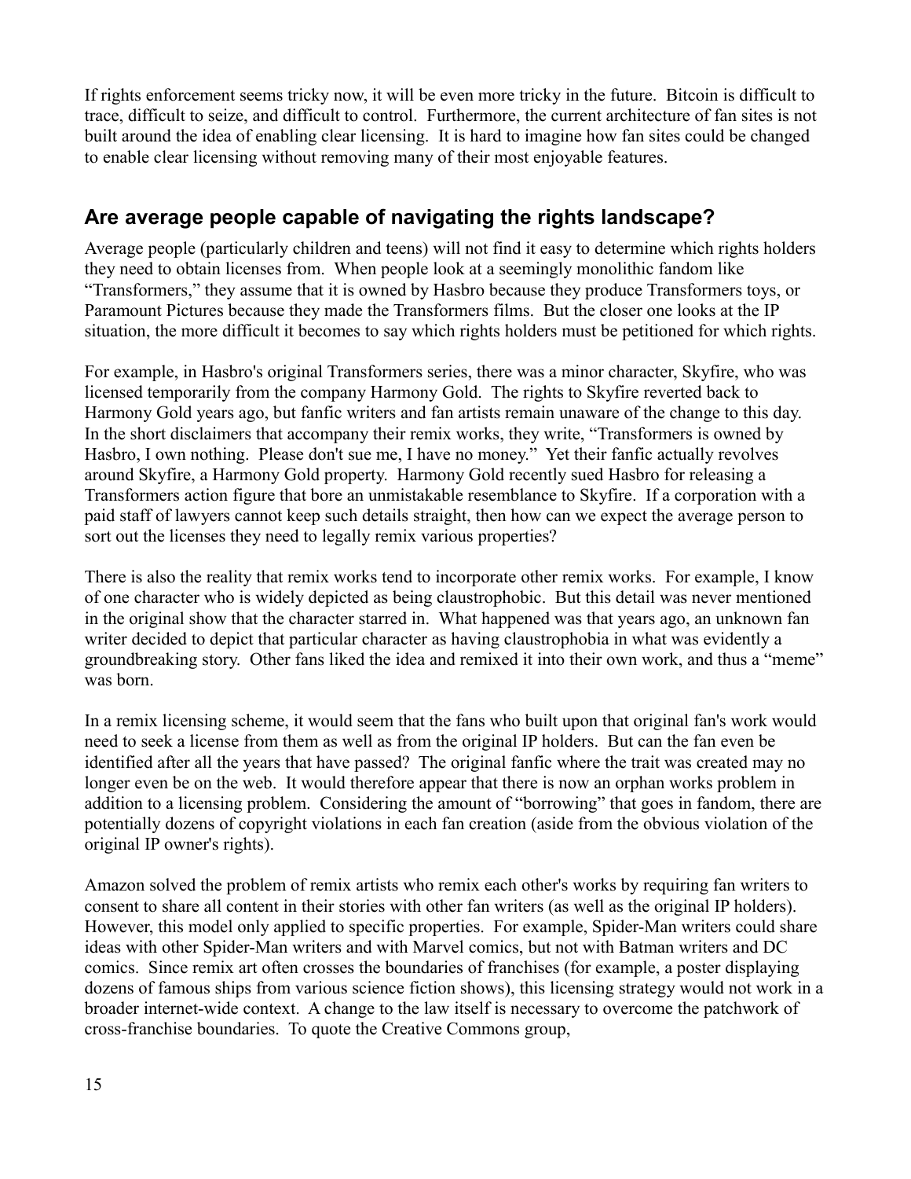If rights enforcement seems tricky now, it will be even more tricky in the future. Bitcoin is difficult to trace, difficult to seize, and difficult to control. Furthermore, the current architecture of fan sites is not built around the idea of enabling clear licensing. It is hard to imagine how fan sites could be changed to enable clear licensing without removing many of their most enjoyable features.

## Are average people capable of navigating the rights landscape?

Average people (particularly children and teens) will not find it easy to determine which rights holders they need to obtain licenses from. When people look at a seemingly monolithic fandom like "Transformers," they assume that it is owned by Hasbro because they produce Transformers toys, or Paramount Pictures because they made the Transformers films. But the closer one looks at the IP situation, the more difficult it becomes to say which rights holders must be petitioned for which rights.

For example, in Hasbro's original Transformers series, there was a minor character, Skyfire, who was licensed temporarily from the company Harmony Gold. The rights to Skyfire reverted back to Harmony Gold years ago, but fanfic writers and fan artists remain unaware of the change to this day. In the short disclaimers that accompany their remix works, they write, "Transformers is owned by Hasbro, I own nothing. Please don't sue me, I have no money." Yet their fanfic actually revolves around Skyfire, a Harmony Gold property. Harmony Gold recently sued Hasbro for releasing a Transformers action figure that bore an unmistakable resemblance to Skyfire. If a corporation with a paid staff of lawyers cannot keep such details straight, then how can we expect the average person to sort out the licenses they need to legally remix various properties?

There is also the reality that remix works tend to incorporate other remix works. For example, I know of one character who is widely depicted as being claustrophobic. But this detail was never mentioned in the original show that the character starred in. What happened was that years ago, an unknown fan writer decided to depict that particular character as having claustrophobia in what was evidently a groundbreaking story. Other fans liked the idea and remixed it into their own work, and thus a "meme" was born.

In a remix licensing scheme, it would seem that the fans who built upon that original fan's work would need to seek a license from them as well as from the original IP holders. But can the fan even be identified after all the years that have passed? The original fanfic where the trait was created may no longer even be on the web. It would therefore appear that there is now an orphan works problem in addition to a licensing problem. Considering the amount of "borrowing" that goes in fandom, there are potentially dozens of copyright violations in each fan creation (aside from the obvious violation of the original IP owner's rights).

Amazon solved the problem of remix artists who remix each other's works by requiring fan writers to consent to share all content in their stories with other fan writers (as well as the original IP holders). However, this model only applied to specific properties. For example, Spider-Man writers could share ideas with other Spider-Man writers and with Marvel comics, but not with Batman writers and DC comics. Since remix art often crosses the boundaries of franchises (for example, a poster displaying dozens of famous ships from various science fiction shows), this licensing strategy would not work in a broader internet-wide context. A change to the law itself is necessary to overcome the patchwork of cross-franchise boundaries. To quote the Creative Commons group,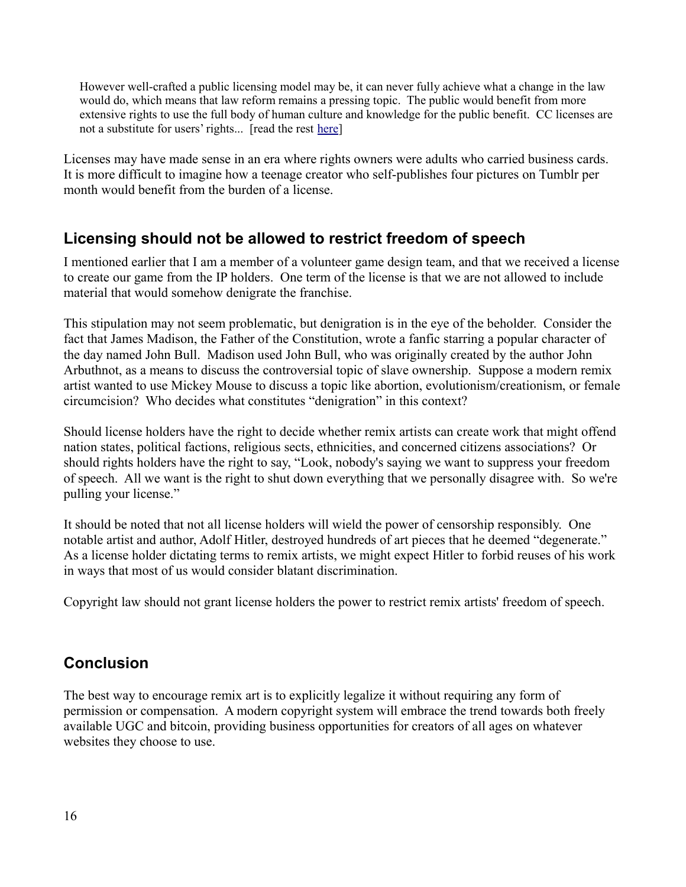> However well-crafted a public licensing model may be, it can never fully achieve what a change in the law would do, which means that law reform remains a pressing topic. The public would benefit from more extensive rights to use the full body of human culture and knowledge for the public benefit. CC licenses are not a substitute for users' rights... [read the rest here]

Licenses may have made sense in an era where rights owners were adults who carried business cards. It is more difficult to imagine how a teenage creator who self-publishes four pictures on Tumblr per month would benefit from the burden of a license.

## Licensing should not be allowed to restrict freedom of speech

I mentioned earlier that I am a member of a volunteer game design team, and that we received a license to create our game from the IP holders. One term of the license is that we are not allowed to include material that would somehow denigrate the franchise.

This stipulation may not seem problematic, but denigration is in the eye of the beholder. Consider the fact that James Madison, the Father of the Constitution, wrote a fanfic starring a popular character of the day named John Bull. Madison used John Bull, who was originally created by the author John Arbuthnot, as a means to discuss the controversial topic of slave ownership. Suppose a modern remix artist wanted to use Mickey Mouse to discuss a topic like abortion, evolutionism/creationism, or female circumcision? Who decides what constitutes "denigration" in this context?

Should license holders have the right to decide whether remix artists can create work that might offend nation states, political factions, religious sects, ethnicities, and concerned citizens associations? Or should rights holders have the right to say, "Look, nobody's saying we want to suppress your freedom of speech. All we want is the right to shut down everything that we personally disagree with. So we're pulling your license."

It should be noted that not all license holders will wield the power of censorship responsibly. One notable artist and author, Adolf Hitler, destroyed hundreds of art pieces that he deemed "degenerate." As a license holder dictating terms to remix artists, we might expect Hitler to forbid reuses of his work in ways that most of us would consider blatant discrimination.

Copyright law should not grant license holders the power to restrict remix artists' freedom of speech.

## Conclusion

The best way to encourage remix art is to explicitly legalize it without requiring any form of permission or compensation. A modern copyright system will embrace the trend towards both freely available UGC and bitcoin, providing business opportunities for creators of all ages on whatever websites they choose to use.